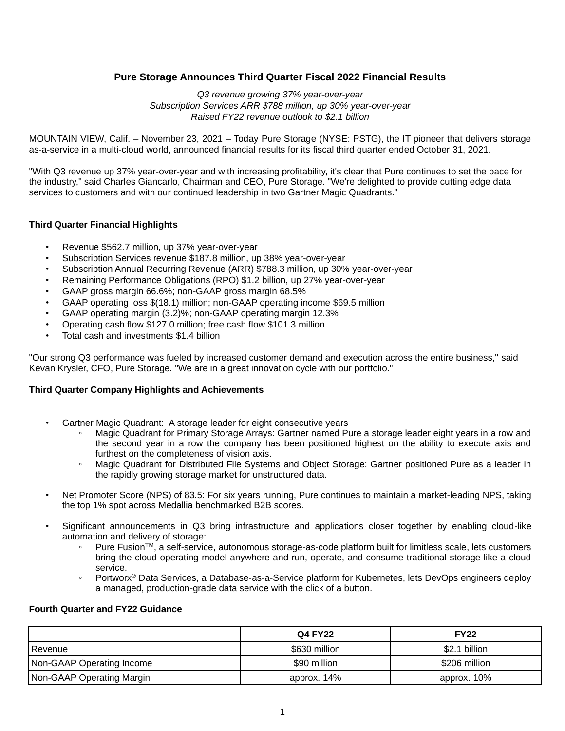# Pure Storage Announces Third Quarter Fiscal 2022 Financial Results

*Q3 revenue growing 37% year-over-year*
*Subscription Services ARR $788 million, up 30% year-over-year*
*Raised FY22 revenue outlook to $2.1 billion*

MOUNTAIN VIEW, Calif. – November 23, 2021 – Today Pure Storage (NYSE: PSTG), the IT pioneer that delivers storage as-a-service in a multi-cloud world, announced financial results for its fiscal third quarter ended October 31, 2021.

"With Q3 revenue up 37% year-over-year and with increasing profitability, it's clear that Pure continues to set the pace for the industry," said Charles Giancarlo, Chairman and CEO, Pure Storage. "We're delighted to provide cutting edge data services to customers and with our continued leadership in two Gartner Magic Quadrants."

**Third Quarter Financial Highlights**

- Revenue $562.7 million, up 37% year-over-year
- Subscription Services revenue $187.8 million, up 38% year-over-year
- Subscription Annual Recurring Revenue (ARR) $788.3 million, up 30% year-over-year
- Remaining Performance Obligations (RPO) $1.2 billion, up 27% year-over-year
- GAAP gross margin 66.6%; non-GAAP gross margin 68.5%
- GAAP operating loss $(18.1) million; non-GAAP operating income $69.5 million
- GAAP operating margin (3.2)%; non-GAAP operating margin 12.3%
- Operating cash flow $127.0 million; free cash flow $101.3 million
- Total cash and investments $1.4 billion

"Our strong Q3 performance was fueled by increased customer demand and execution across the entire business," said Kevan Krysler, CFO, Pure Storage. "We are in a great innovation cycle with our portfolio."

**Third Quarter Company Highlights and Achievements**

- Gartner Magic Quadrant: A storage leader for eight consecutive years
  - Magic Quadrant for Primary Storage Arrays: Gartner named Pure a storage leader eight years in a row and the second year in a row the company has been positioned highest on the ability to execute axis and furthest on the completeness of vision axis.
  - Magic Quadrant for Distributed File Systems and Object Storage: Gartner positioned Pure as a leader in the rapidly growing storage market for unstructured data.

- Net Promoter Score (NPS) of 83.5: For six years running, Pure continues to maintain a market-leading NPS, taking the top 1% spot across Medallia benchmarked B2B scores.

- Significant announcements in Q3 bring infrastructure and applications closer together by enabling cloud-like automation and delivery of storage:
  - Pure Fusion™, a self-service, autonomous storage-as-code platform built for limitless scale, lets customers bring the cloud operating model anywhere and run, operate, and consume traditional storage like a cloud service.
  - Portworx® Data Services, a Database-as-a-Service platform for Kubernetes, lets DevOps engineers deploy a managed, production-grade data service with the click of a button.

**Fourth Quarter and FY22 Guidance**

| | Q4 FY22 | FY22 |
|---|---|---|
| Revenue | $630 million | $2.1 billion |
| Non-GAAP Operating Income | $90 million | $206 million |
| Non-GAAP Operating Margin | approx. 14% | approx. 10% |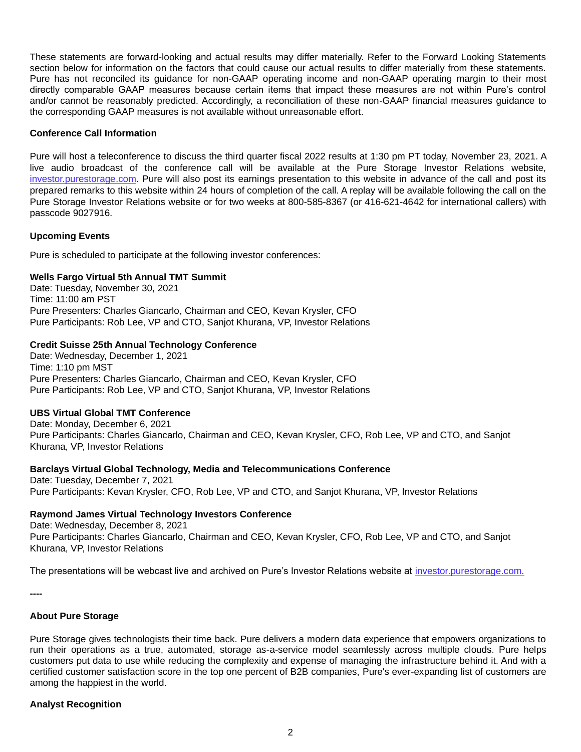These statements are forward-looking and actual results may differ materially. Refer to the Forward Looking Statements section below for information on the factors that could cause our actual results to differ materially from these statements. Pure has not reconciled its guidance for non-GAAP operating income and non-GAAP operating margin to their most directly comparable GAAP measures because certain items that impact these measures are not within Pure's control and/or cannot be reasonably predicted. Accordingly, a reconciliation of these non-GAAP financial measures guidance to the corresponding GAAP measures is not available without unreasonable effort.

**Conference Call Information**

Pure will host a teleconference to discuss the third quarter fiscal 2022 results at 1:30 pm PT today, November 23, 2021. A live audio broadcast of the conference call will be available at the Pure Storage Investor Relations website, investor.purestorage.com. Pure will also post its earnings presentation to this website in advance of the call and post its prepared remarks to this website within 24 hours of completion of the call. A replay will be available following the call on the Pure Storage Investor Relations website or for two weeks at 800-585-8367 (or 416-621-4642 for international callers) with passcode 9027916.

**Upcoming Events**

Pure is scheduled to participate at the following investor conferences:

**Wells Fargo Virtual 5th Annual TMT Summit**
Date: Tuesday, November 30, 2021
Time: 11:00 am PST
Pure Presenters: Charles Giancarlo, Chairman and CEO, Kevan Krysler, CFO
Pure Participants: Rob Lee, VP and CTO, Sanjot Khurana, VP, Investor Relations

**Credit Suisse 25th Annual Technology Conference**
Date: Wednesday, December 1, 2021
Time: 1:10 pm MST
Pure Presenters: Charles Giancarlo, Chairman and CEO, Kevan Krysler, CFO
Pure Participants: Rob Lee, VP and CTO, Sanjot Khurana, VP, Investor Relations

**UBS Virtual Global TMT Conference**
Date: Monday, December 6, 2021
Pure Participants: Charles Giancarlo, Chairman and CEO, Kevan Krysler, CFO, Rob Lee, VP and CTO, and Sanjot Khurana, VP, Investor Relations

**Barclays Virtual Global Technology, Media and Telecommunications Conference**
Date: Tuesday, December 7, 2021
Pure Participants: Kevan Krysler, CFO, Rob Lee, VP and CTO, and Sanjot Khurana, VP, Investor Relations

**Raymond James Virtual Technology Investors Conference**
Date: Wednesday, December 8, 2021
Pure Participants: Charles Giancarlo, Chairman and CEO, Kevan Krysler, CFO, Rob Lee, VP and CTO, and Sanjot Khurana, VP, Investor Relations

The presentations will be webcast live and archived on Pure's Investor Relations website at investor.purestorage.com.

**----**

**About Pure Storage**

Pure Storage gives technologists their time back. Pure delivers a modern data experience that empowers organizations to run their operations as a true, automated, storage as-a-service model seamlessly across multiple clouds. Pure helps customers put data to use while reducing the complexity and expense of managing the infrastructure behind it. And with a certified customer satisfaction score in the top one percent of B2B companies, Pure's ever-expanding list of customers are among the happiest in the world.

**Analyst Recognition**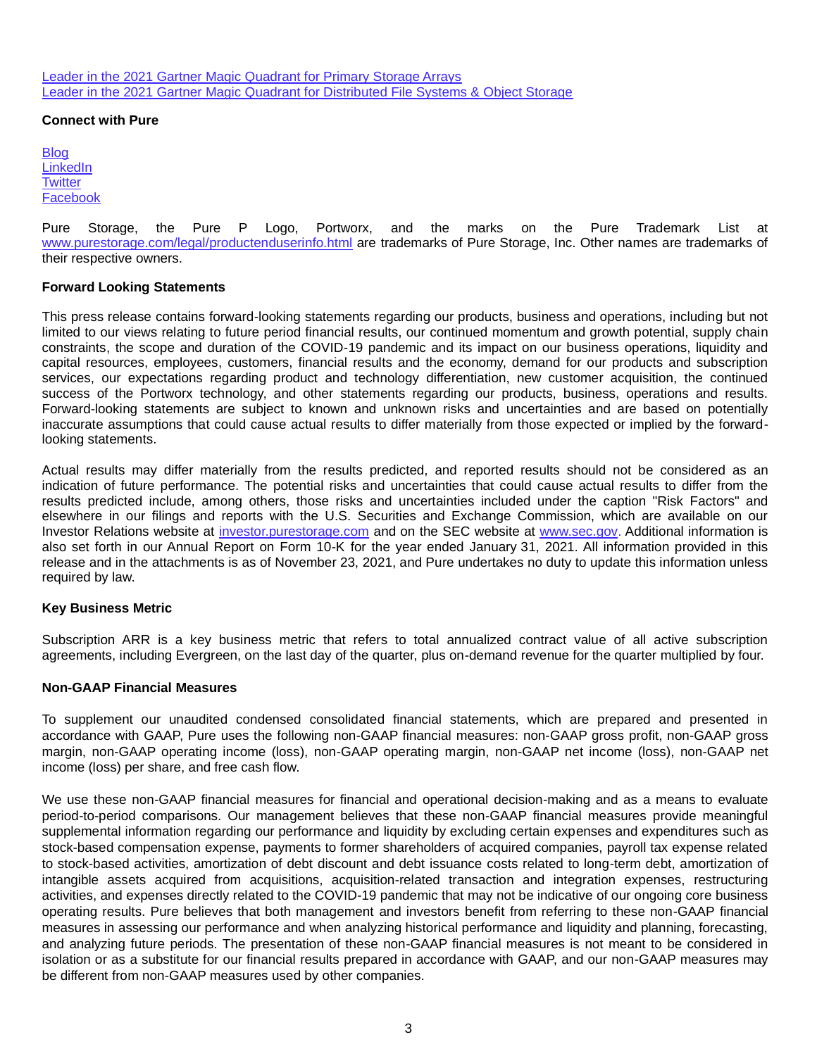[Leader in the 2021 Gartner Magic Quadrant for Primary Storage Arrays](#)
[Leader in the 2021 Gartner Magic Quadrant for Distributed File Systems & Object Storage](#)

**Connect with Pure**

[Blog](#)
[LinkedIn](#)
[Twitter](#)
[Facebook](#)

Pure Storage, the Pure P Logo, Portworx, and the marks on the Pure Trademark List at www.purestorage.com/legal/productenduserinfo.html are trademarks of Pure Storage, Inc. Other names are trademarks of their respective owners.

**Forward Looking Statements**

This press release contains forward-looking statements regarding our products, business and operations, including but not limited to our views relating to future period financial results, our continued momentum and growth potential, supply chain constraints, the scope and duration of the COVID-19 pandemic and its impact on our business operations, liquidity and capital resources, employees, customers, financial results and the economy, demand for our products and subscription services, our expectations regarding product and technology differentiation, new customer acquisition, the continued success of the Portworx technology, and other statements regarding our products, business, operations and results. Forward-looking statements are subject to known and unknown risks and uncertainties and are based on potentially inaccurate assumptions that could cause actual results to differ materially from those expected or implied by the forward-looking statements.

Actual results may differ materially from the results predicted, and reported results should not be considered as an indication of future performance. The potential risks and uncertainties that could cause actual results to differ from the results predicted include, among others, those risks and uncertainties included under the caption "Risk Factors" and elsewhere in our filings and reports with the U.S. Securities and Exchange Commission, which are available on our Investor Relations website at investor.purestorage.com and on the SEC website at www.sec.gov. Additional information is also set forth in our Annual Report on Form 10-K for the year ended January 31, 2021. All information provided in this release and in the attachments is as of November 23, 2021, and Pure undertakes no duty to update this information unless required by law.

**Key Business Metric**

Subscription ARR is a key business metric that refers to total annualized contract value of all active subscription agreements, including Evergreen, on the last day of the quarter, plus on-demand revenue for the quarter multiplied by four.

**Non-GAAP Financial Measures**

To supplement our unaudited condensed consolidated financial statements, which are prepared and presented in accordance with GAAP, Pure uses the following non-GAAP financial measures: non-GAAP gross profit, non-GAAP gross margin, non-GAAP operating income (loss), non-GAAP operating margin, non-GAAP net income (loss), non-GAAP net income (loss) per share, and free cash flow.

We use these non-GAAP financial measures for financial and operational decision-making and as a means to evaluate period-to-period comparisons. Our management believes that these non-GAAP financial measures provide meaningful supplemental information regarding our performance and liquidity by excluding certain expenses and expenditures such as stock-based compensation expense, payments to former shareholders of acquired companies, payroll tax expense related to stock-based activities, amortization of debt discount and debt issuance costs related to long-term debt, amortization of intangible assets acquired from acquisitions, acquisition-related transaction and integration expenses, restructuring activities, and expenses directly related to the COVID-19 pandemic that may not be indicative of our ongoing core business operating results. Pure believes that both management and investors benefit from referring to these non-GAAP financial measures in assessing our performance and when analyzing historical performance and liquidity and planning, forecasting, and analyzing future periods. The presentation of these non-GAAP financial measures is not meant to be considered in isolation or as a substitute for our financial results prepared in accordance with GAAP, and our non-GAAP measures may be different from non-GAAP measures used by other companies.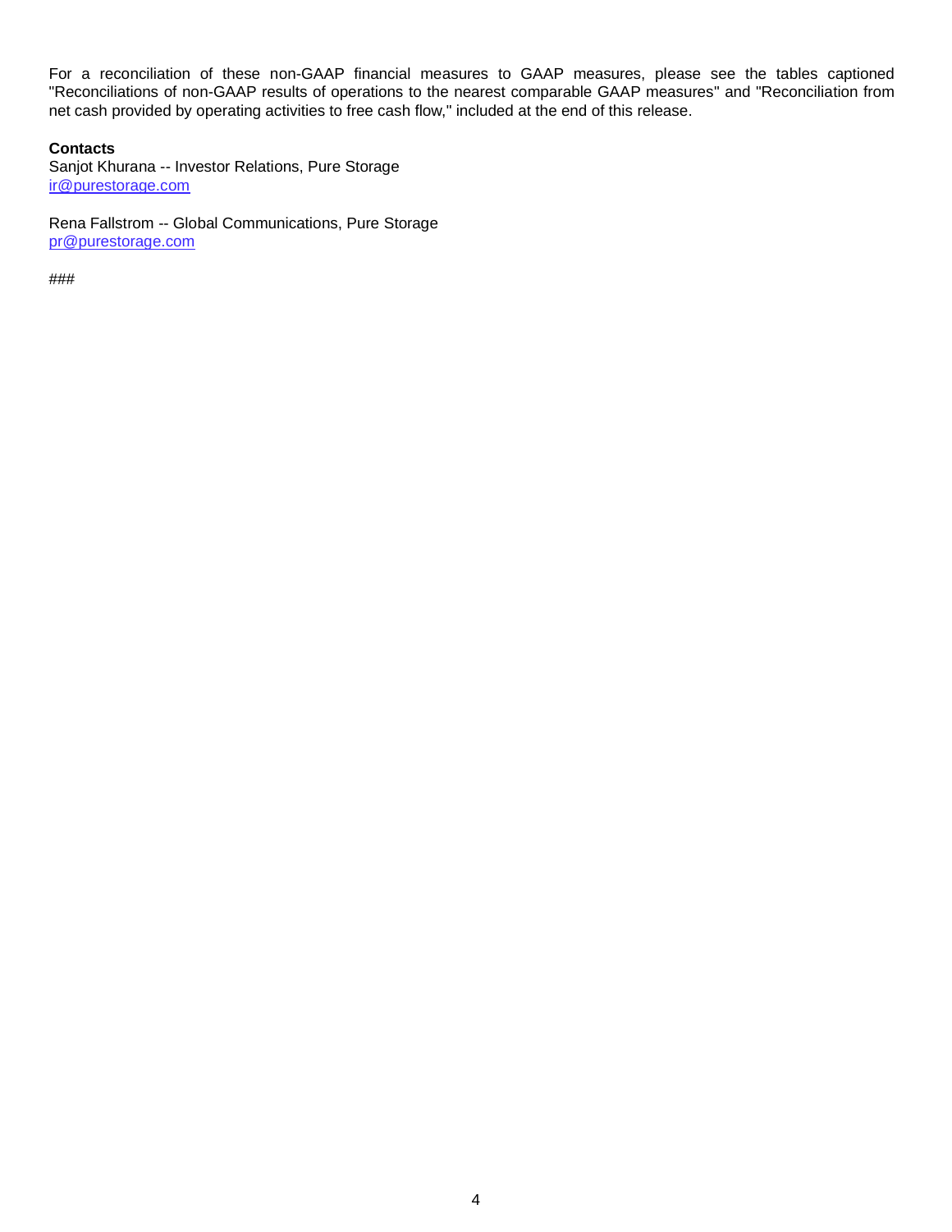For a reconciliation of these non-GAAP financial measures to GAAP measures, please see the tables captioned "Reconciliations of non-GAAP results of operations to the nearest comparable GAAP measures" and "Reconciliation from net cash provided by operating activities to free cash flow," included at the end of this release.

**Contacts**
Sanjot Khurana -- Investor Relations, Pure Storage
ir@purestorage.com

Rena Fallstrom -- Global Communications, Pure Storage
pr@purestorage.com

###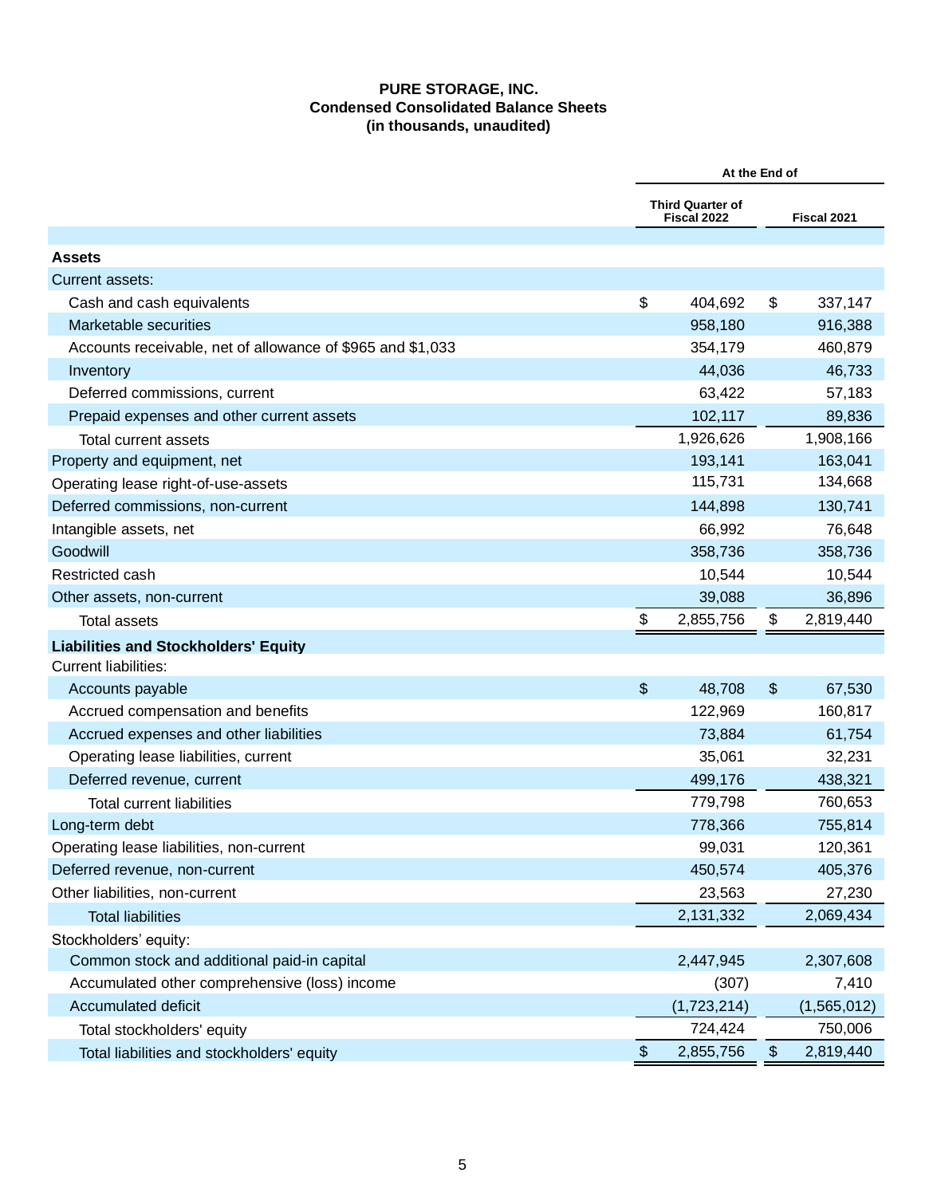**PURE STORAGE, INC.**
**Condensed Consolidated Balance Sheets**
**(in thousands, unaudited)**

| | At the End of | |
|---|---|---|
| | Third Quarter of Fiscal 2022 | Fiscal 2021 |
| **Assets** | | |
| Current assets: | | |
| Cash and cash equivalents | $ 404,692 | $ 337,147 |
| Marketable securities | 958,180 | 916,388 |
| Accounts receivable, net of allowance of $965 and $1,033 | 354,179 | 460,879 |
| Inventory | 44,036 | 46,733 |
| Deferred commissions, current | 63,422 | 57,183 |
| Prepaid expenses and other current assets | 102,117 | 89,836 |
| Total current assets | 1,926,626 | 1,908,166 |
| Property and equipment, net | 193,141 | 163,041 |
| Operating lease right-of-use-assets | 115,731 | 134,668 |
| Deferred commissions, non-current | 144,898 | 130,741 |
| Intangible assets, net | 66,992 | 76,648 |
| Goodwill | 358,736 | 358,736 |
| Restricted cash | 10,544 | 10,544 |
| Other assets, non-current | 39,088 | 36,896 |
| Total assets | $ 2,855,756 | $ 2,819,440 |
| **Liabilities and Stockholders' Equity** | | |
| Current liabilities: | | |
| Accounts payable | $ 48,708 | $ 67,530 |
| Accrued compensation and benefits | 122,969 | 160,817 |
| Accrued expenses and other liabilities | 73,884 | 61,754 |
| Operating lease liabilities, current | 35,061 | 32,231 |
| Deferred revenue, current | 499,176 | 438,321 |
| Total current liabilities | 779,798 | 760,653 |
| Long-term debt | 778,366 | 755,814 |
| Operating lease liabilities, non-current | 99,031 | 120,361 |
| Deferred revenue, non-current | 450,574 | 405,376 |
| Other liabilities, non-current | 23,563 | 27,230 |
| Total liabilities | 2,131,332 | 2,069,434 |
| Stockholders' equity: | | |
| Common stock and additional paid-in capital | 2,447,945 | 2,307,608 |
| Accumulated other comprehensive (loss) income | (307) | 7,410 |
| Accumulated deficit | (1,723,214) | (1,565,012) |
| Total stockholders' equity | 724,424 | 750,006 |
| Total liabilities and stockholders' equity | $ 2,855,756 | $ 2,819,440 |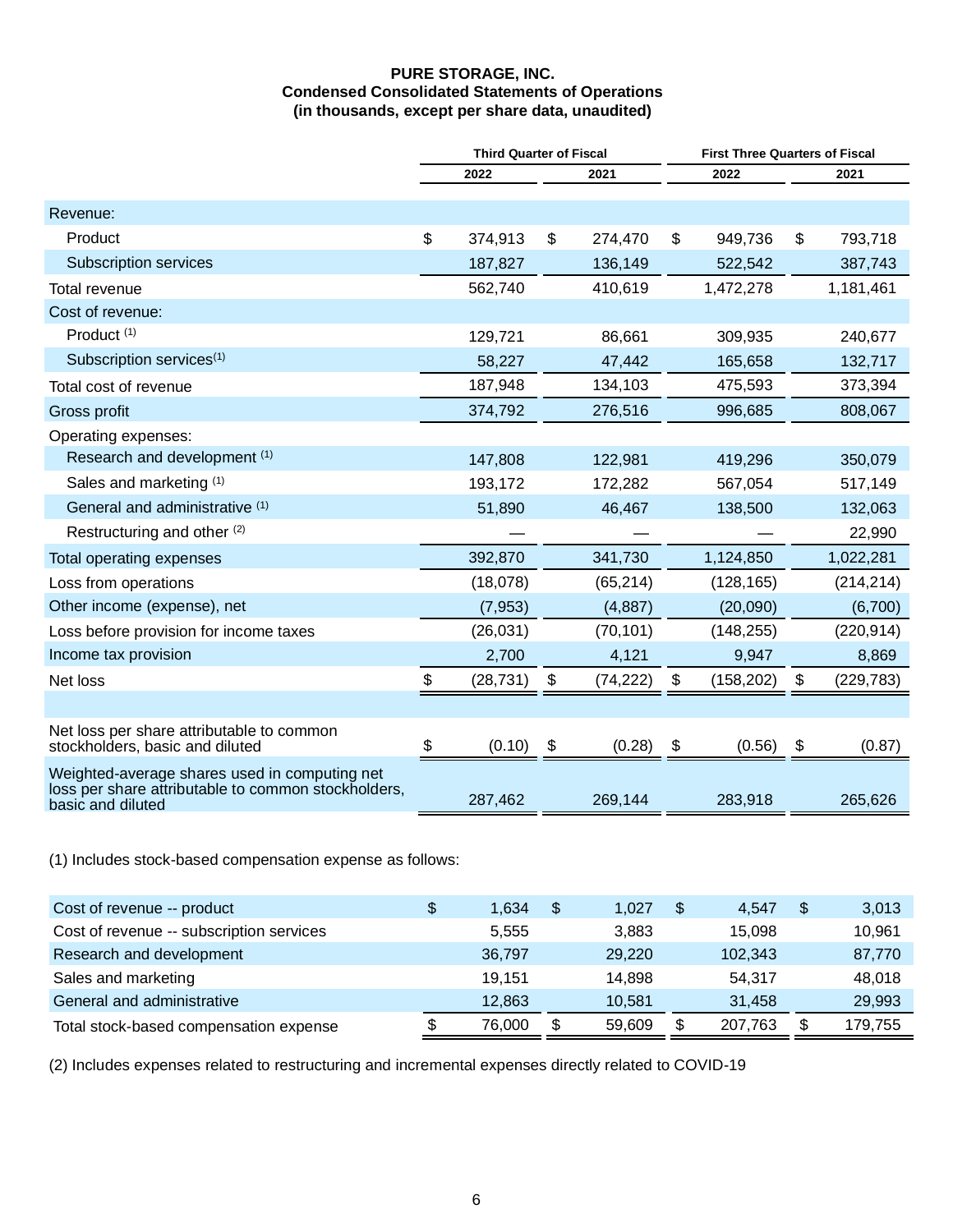**PURE STORAGE, INC.**
**Condensed Consolidated Statements of Operations**
**(in thousands, except per share data, unaudited)**

| | Third Quarter of Fiscal | | First Three Quarters of Fiscal | |
|---|---|---|---|---|
| | 2022 | 2021 | 2022 | 2021 |
| Revenue: | | | | |
| Product | $ 374,913 | $ 274,470 | $ 949,736 | $ 793,718 |
| Subscription services | 187,827 | 136,149 | 522,542 | 387,743 |
| Total revenue | 562,740 | 410,619 | 1,472,278 | 1,181,461 |
| Cost of revenue: | | | | |
| Product [(1)] | 129,721 | 86,661 | 309,935 | 240,677 |
| Subscription services[(1)] | 58,227 | 47,442 | 165,658 | 132,717 |
| Total cost of revenue | 187,948 | 134,103 | 475,593 | 373,394 |
| Gross profit | 374,792 | 276,516 | 996,685 | 808,067 |
| Operating expenses: | | | | |
| Research and development [(1)] | 147,808 | 122,981 | 419,296 | 350,079 |
| Sales and marketing [(1)] | 193,172 | 172,282 | 567,054 | 517,149 |
| General and administrative [(1)] | 51,890 | 46,467 | 138,500 | 132,063 |
| Restructuring and other [(2)] | — | — | — | 22,990 |
| Total operating expenses | 392,870 | 341,730 | 1,124,850 | 1,022,281 |
| Loss from operations | (18,078) | (65,214) | (128,165) | (214,214) |
| Other income (expense), net | (7,953) | (4,887) | (20,090) | (6,700) |
| Loss before provision for income taxes | (26,031) | (70,101) | (148,255) | (220,914) |
| Income tax provision | 2,700 | 4,121 | 9,947 | 8,869 |
| Net loss | $ (28,731) | $ (74,222) | $ (158,202) | $ (229,783) |
| Net loss per share attributable to common stockholders, basic and diluted | $ (0.10) | $ (0.28) | $ (0.56) | $ (0.87) |
| Weighted-average shares used in computing net loss per share attributable to common stockholders, basic and diluted | 287,462 | 269,144 | 283,918 | 265,626 |

(1) Includes stock-based compensation expense as follows:

| | | | | |
|---|---|---|---|---|
| Cost of revenue -- product | $ 1,634 | $ 1,027 | $ 4,547 | $ 3,013 |
| Cost of revenue -- subscription services | 5,555 | 3,883 | 15,098 | 10,961 |
| Research and development | 36,797 | 29,220 | 102,343 | 87,770 |
| Sales and marketing | 19,151 | 14,898 | 54,317 | 48,018 |
| General and administrative | 12,863 | 10,581 | 31,458 | 29,993 |
| Total stock-based compensation expense | $ 76,000 | $ 59,609 | $ 207,763 | $ 179,755 |

(2) Includes expenses related to restructuring and incremental expenses directly related to COVID-19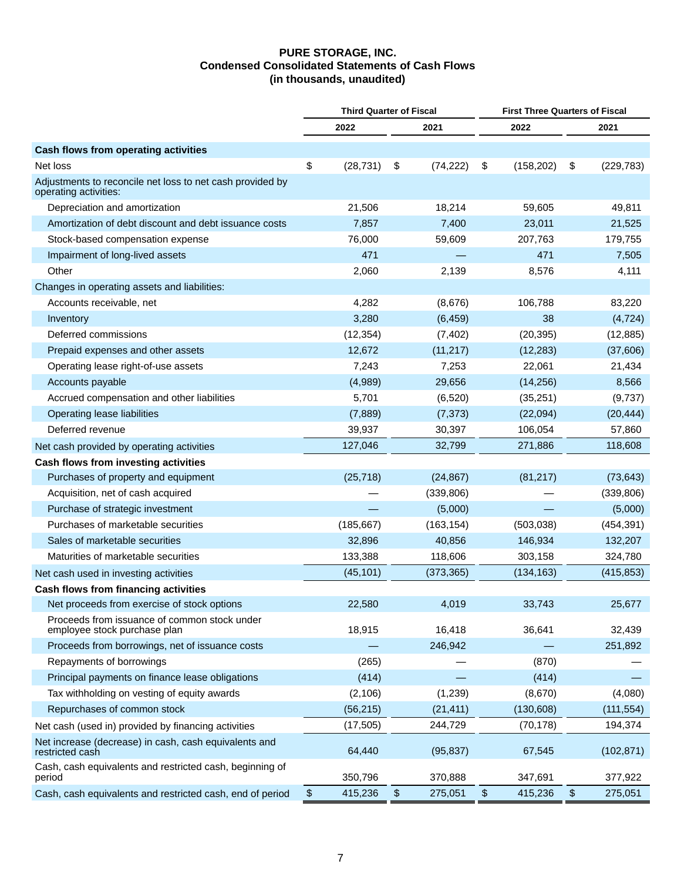# PURE STORAGE, INC.
## Condensed Consolidated Statements of Cash Flows
## (in thousands, unaudited)

| | Third Quarter of Fiscal | | First Three Quarters of Fiscal | |
|---|---|---|---|---|
| | 2022 | 2021 | 2022 | 2021 |
| **Cash flows from operating activities** | | | | |
| Net loss | $ (28,731) | $ (74,222) | $ (158,202) | $ (229,783) |
| Adjustments to reconcile net loss to net cash provided by operating activities: | | | | |
| Depreciation and amortization | 21,506 | 18,214 | 59,605 | 49,811 |
| Amortization of debt discount and debt issuance costs | 7,857 | 7,400 | 23,011 | 21,525 |
| Stock-based compensation expense | 76,000 | 59,609 | 207,763 | 179,755 |
| Impairment of long-lived assets | 471 | — | 471 | 7,505 |
| Other | 2,060 | 2,139 | 8,576 | 4,111 |
| Changes in operating assets and liabilities: | | | | |
| Accounts receivable, net | 4,282 | (8,676) | 106,788 | 83,220 |
| Inventory | 3,280 | (6,459) | 38 | (4,724) |
| Deferred commissions | (12,354) | (7,402) | (20,395) | (12,885) |
| Prepaid expenses and other assets | 12,672 | (11,217) | (12,283) | (37,606) |
| Operating lease right-of-use assets | 7,243 | 7,253 | 22,061 | 21,434 |
| Accounts payable | (4,989) | 29,656 | (14,256) | 8,566 |
| Accrued compensation and other liabilities | 5,701 | (6,520) | (35,251) | (9,737) |
| Operating lease liabilities | (7,889) | (7,373) | (22,094) | (20,444) |
| Deferred revenue | 39,937 | 30,397 | 106,054 | 57,860 |
| Net cash provided by operating activities | 127,046 | 32,799 | 271,886 | 118,608 |
| **Cash flows from investing activities** | | | | |
| Purchases of property and equipment | (25,718) | (24,867) | (81,217) | (73,643) |
| Acquisition, net of cash acquired | — | (339,806) | — | (339,806) |
| Purchase of strategic investment | — | (5,000) | — | (5,000) |
| Purchases of marketable securities | (185,667) | (163,154) | (503,038) | (454,391) |
| Sales of marketable securities | 32,896 | 40,856 | 146,934 | 132,207 |
| Maturities of marketable securities | 133,388 | 118,606 | 303,158 | 324,780 |
| Net cash used in investing activities | (45,101) | (373,365) | (134,163) | (415,853) |
| **Cash flows from financing activities** | | | | |
| Net proceeds from exercise of stock options | 22,580 | 4,019 | 33,743 | 25,677 |
| Proceeds from issuance of common stock under employee stock purchase plan | 18,915 | 16,418 | 36,641 | 32,439 |
| Proceeds from borrowings, net of issuance costs | — | 246,942 | — | 251,892 |
| Repayments of borrowings | (265) | — | (870) | — |
| Principal payments on finance lease obligations | (414) | — | (414) | — |
| Tax withholding on vesting of equity awards | (2,106) | (1,239) | (8,670) | (4,080) |
| Repurchases of common stock | (56,215) | (21,411) | (130,608) | (111,554) |
| Net cash (used in) provided by financing activities | (17,505) | 244,729 | (70,178) | 194,374 |
| Net increase (decrease) in cash, cash equivalents and restricted cash | 64,440 | (95,837) | 67,545 | (102,871) |
| Cash, cash equivalents and restricted cash, beginning of period | 350,796 | 370,888 | 347,691 | 377,922 |
| Cash, cash equivalents and restricted cash, end of period | $ 415,236 | $ 275,051 | $ 415,236 | $ 275,051 |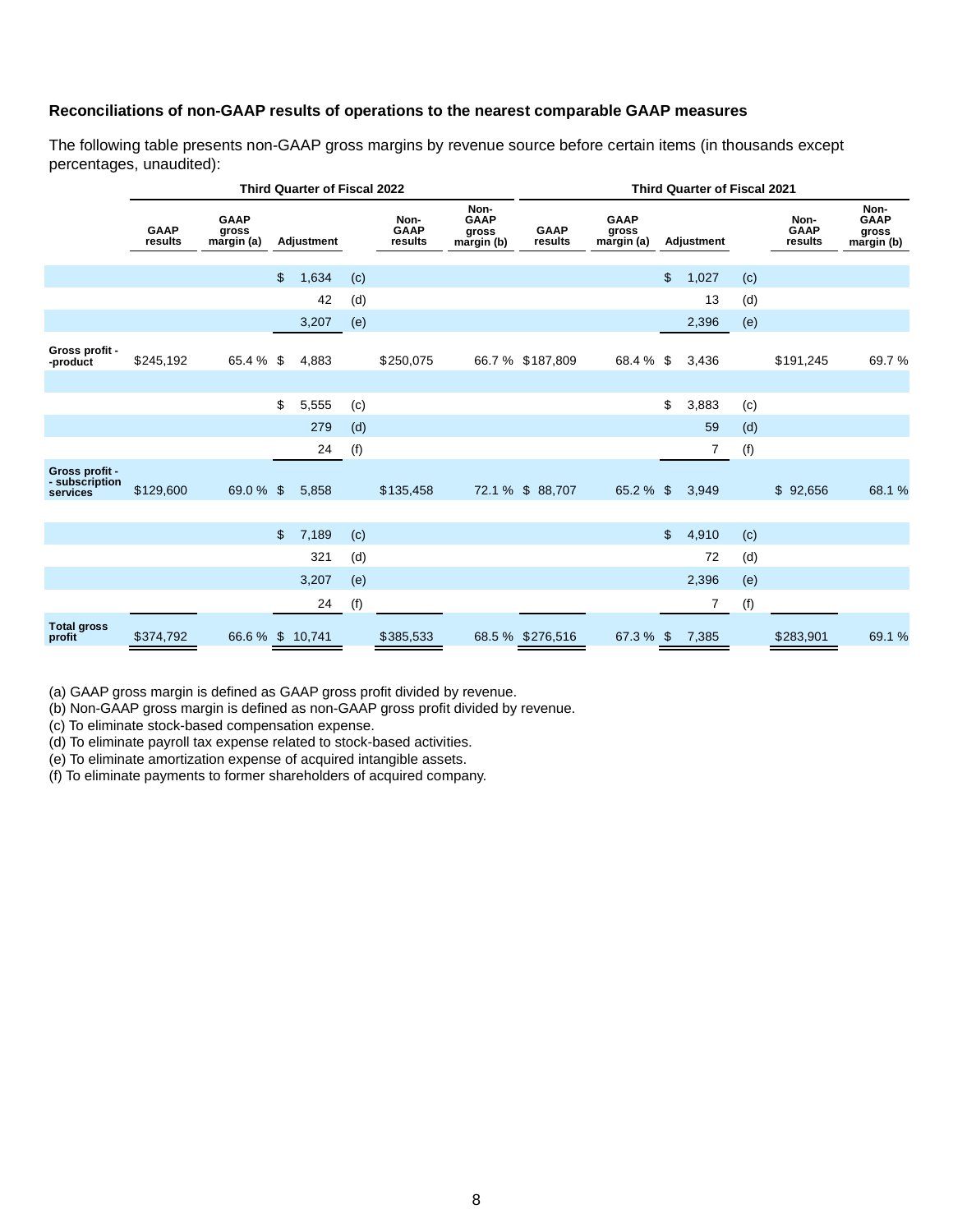### Reconciliations of non-GAAP results of operations to the nearest comparable GAAP measures

The following table presents non-GAAP gross margins by revenue source before certain items (in thousands except percentages, unaudited):

| | Third Quarter of Fiscal 2022 | | | | | | Third Quarter of Fiscal 2021 | | | | | |
|---|---|---|---|---|---|---|---|---|---|---|---|---|
| | GAAP results | GAAP gross margin (a) | Adjustment | | Non-GAAP results | Non-GAAP gross margin (b) | GAAP results | GAAP gross margin (a) | Adjustment | | Non-GAAP results | Non-GAAP gross margin (b) |
| | | | $ 1,634 | (c) | | | | | $ 1,027 | (c) | | |
| | | | 42 | (d) | | | | | 13 | (d) | | |
| | | | 3,207 | (e) | | | | | 2,396 | (e) | | |
| Gross profit - -product | $245,192 | 65.4 % | $ 4,883 | | $250,075 | 66.7 % | $187,809 | 68.4 % | $ 3,436 | | $191,245 | 69.7 % |
| | | | $ 5,555 | (c) | | | | | $ 3,883 | (c) | | |
| | | | 279 | (d) | | | | | 59 | (d) | | |
| | | | 24 | (f) | | | | | 7 | (f) | | |
| Gross profit - - subscription services | $129,600 | 69.0 % | $ 5,858 | | $135,458 | 72.1 % | $ 88,707 | 65.2 % | $ 3,949 | | $ 92,656 | 68.1 % |
| | | | $ 7,189 | (c) | | | | | $ 4,910 | (c) | | |
| | | | 321 | (d) | | | | | 72 | (d) | | |
| | | | 3,207 | (e) | | | | | 2,396 | (e) | | |
| | | | 24 | (f) | | | | | 7 | (f) | | |
| Total gross profit | $374,792 | 66.6 % | $ 10,741 | | $385,533 | 68.5 % | $276,516 | 67.3 % | $ 7,385 | | $283,901 | 69.1 % |

(a) GAAP gross margin is defined as GAAP gross profit divided by revenue.
(b) Non-GAAP gross margin is defined as non-GAAP gross profit divided by revenue.
(c) To eliminate stock-based compensation expense.
(d) To eliminate payroll tax expense related to stock-based activities.
(e) To eliminate amortization expense of acquired intangible assets.
(f) To eliminate payments to former shareholders of acquired company.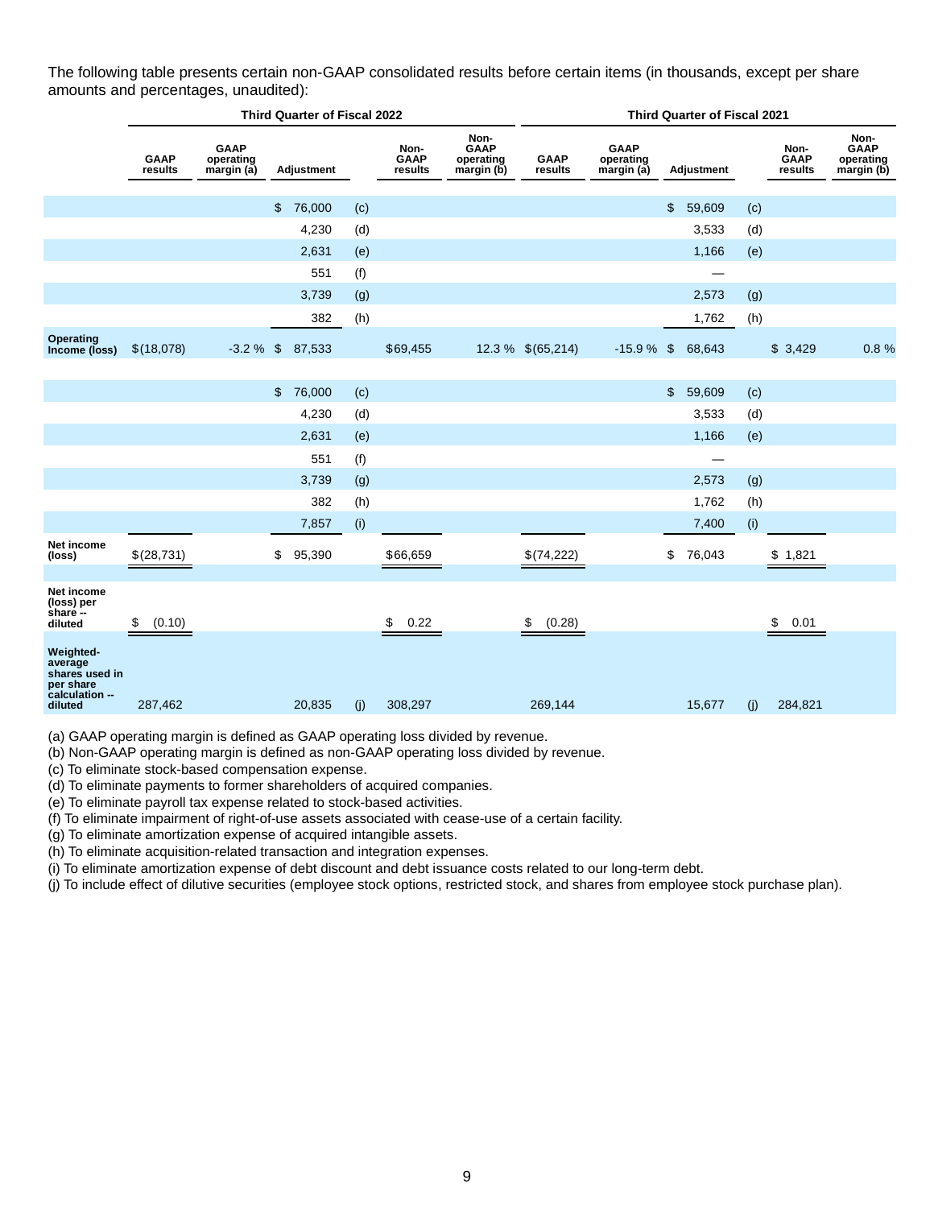The following table presents certain non-GAAP consolidated results before certain items (in thousands, except per share amounts and percentages, unaudited):

| | Third Quarter of Fiscal 2022 | | | | | | Third Quarter of Fiscal 2021 | | | | | |
|---|---|---|---|---|---|---|---|---|---|---|---|---|
| | GAAP results | GAAP operating margin (a) | Adjustment | | Non-GAAP results | Non-GAAP operating margin (b) | GAAP results | GAAP operating margin (a) | Adjustment | | Non-GAAP results | Non-GAAP operating margin (b) |
| | | | $ 76,000 | (c) | | | | | $ 59,609 | (c) | | |
| | | | 4,230 | (d) | | | | | 3,533 | (d) | | |
| | | | 2,631 | (e) | | | | | 1,166 | (e) | | |
| | | | 551 | (f) | | | | | — | | | |
| | | | 3,739 | (g) | | | | | 2,573 | (g) | | |
| | | | 382 | (h) | | | | | 1,762 | (h) | | |
| **Operating Income (loss)** | $(18,078) | -3.2 % | $ 87,533 | | $69,455 | 12.3 % | $(65,214) | -15.9 % | $ 68,643 | | $ 3,429 | 0.8 % |
| | | | $ 76,000 | (c) | | | | | $ 59,609 | (c) | | |
| | | | 4,230 | (d) | | | | | 3,533 | (d) | | |
| | | | 2,631 | (e) | | | | | 1,166 | (e) | | |
| | | | 551 | (f) | | | | | — | | | |
| | | | 3,739 | (g) | | | | | 2,573 | (g) | | |
| | | | 382 | (h) | | | | | 1,762 | (h) | | |
| | | | 7,857 | (i) | | | | | 7,400 | (i) | | |
| **Net income (loss)** | $(28,731) | | $ 95,390 | | $66,659 | | $(74,222) | | $ 76,043 | | $ 1,821 | |
| **Net income (loss) per share -- diluted** | $ (0.10) | | | | $ 0.22 | | $ (0.28) | | | | $ 0.01 | |
| **Weighted-average shares used in per share calculation -- diluted** | 287,462 | | 20,835 | (j) | 308,297 | | 269,144 | | 15,677 | (j) | 284,821 | |

(a) GAAP operating margin is defined as GAAP operating loss divided by revenue.
(b) Non-GAAP operating margin is defined as non-GAAP operating loss divided by revenue.
(c) To eliminate stock-based compensation expense.
(d) To eliminate payments to former shareholders of acquired companies.
(e) To eliminate payroll tax expense related to stock-based activities.
(f) To eliminate impairment of right-of-use assets associated with cease-use of a certain facility.
(g) To eliminate amortization expense of acquired intangible assets.
(h) To eliminate acquisition-related transaction and integration expenses.
(i) To eliminate amortization expense of debt discount and debt issuance costs related to our long-term debt.
(j) To include effect of dilutive securities (employee stock options, restricted stock, and shares from employee stock purchase plan).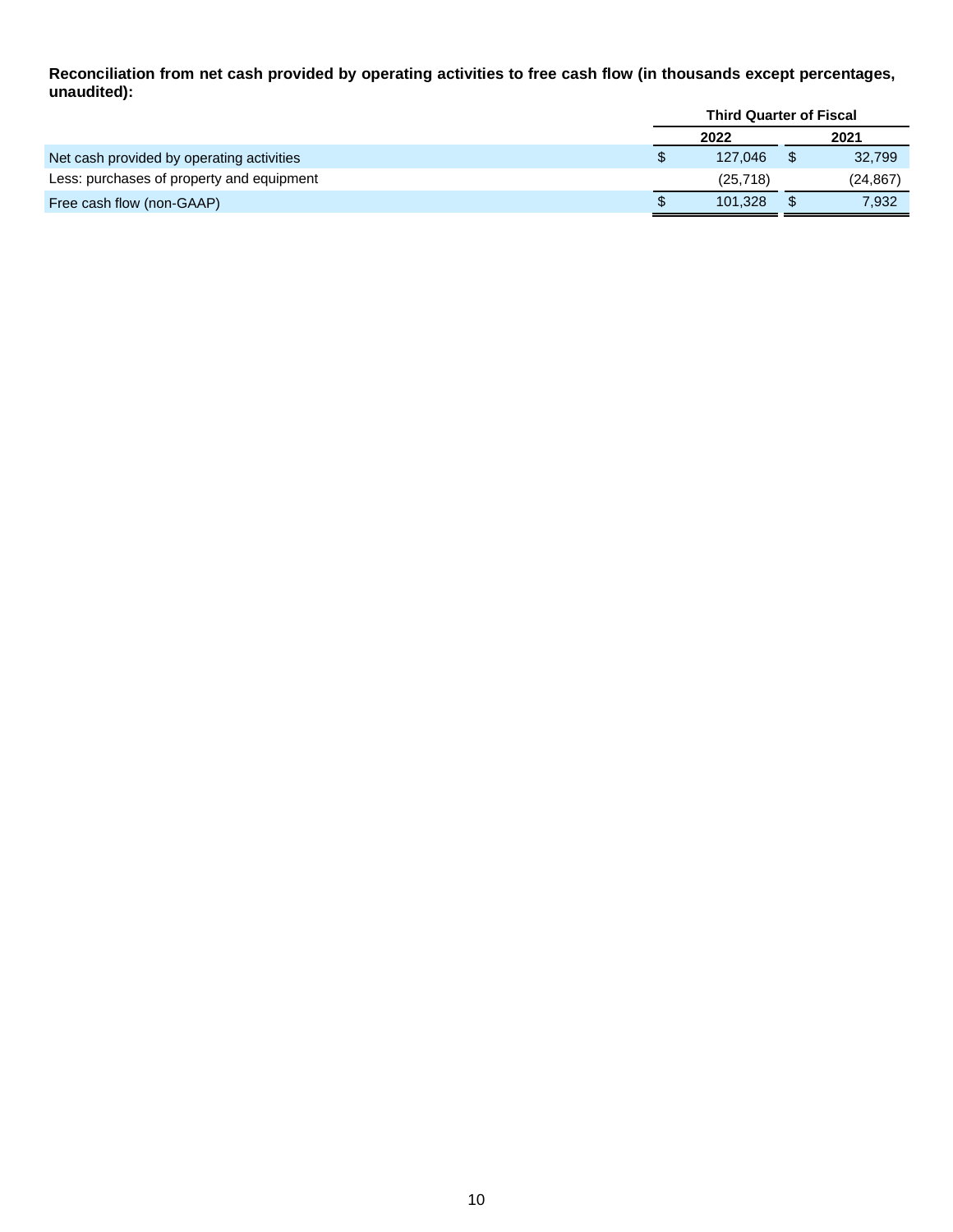**Reconciliation from net cash provided by operating activities to free cash flow (in thousands except percentages, unaudited):**

| | Third Quarter of Fiscal | |
|---|---|---|
| | 2022 | 2021 |
| Net cash provided by operating activities | $ 127,046 | $ 32,799 |
| Less: purchases of property and equipment | (25,718) | (24,867) |
| Free cash flow (non-GAAP) | $ 101,328 | $ 7,932 |